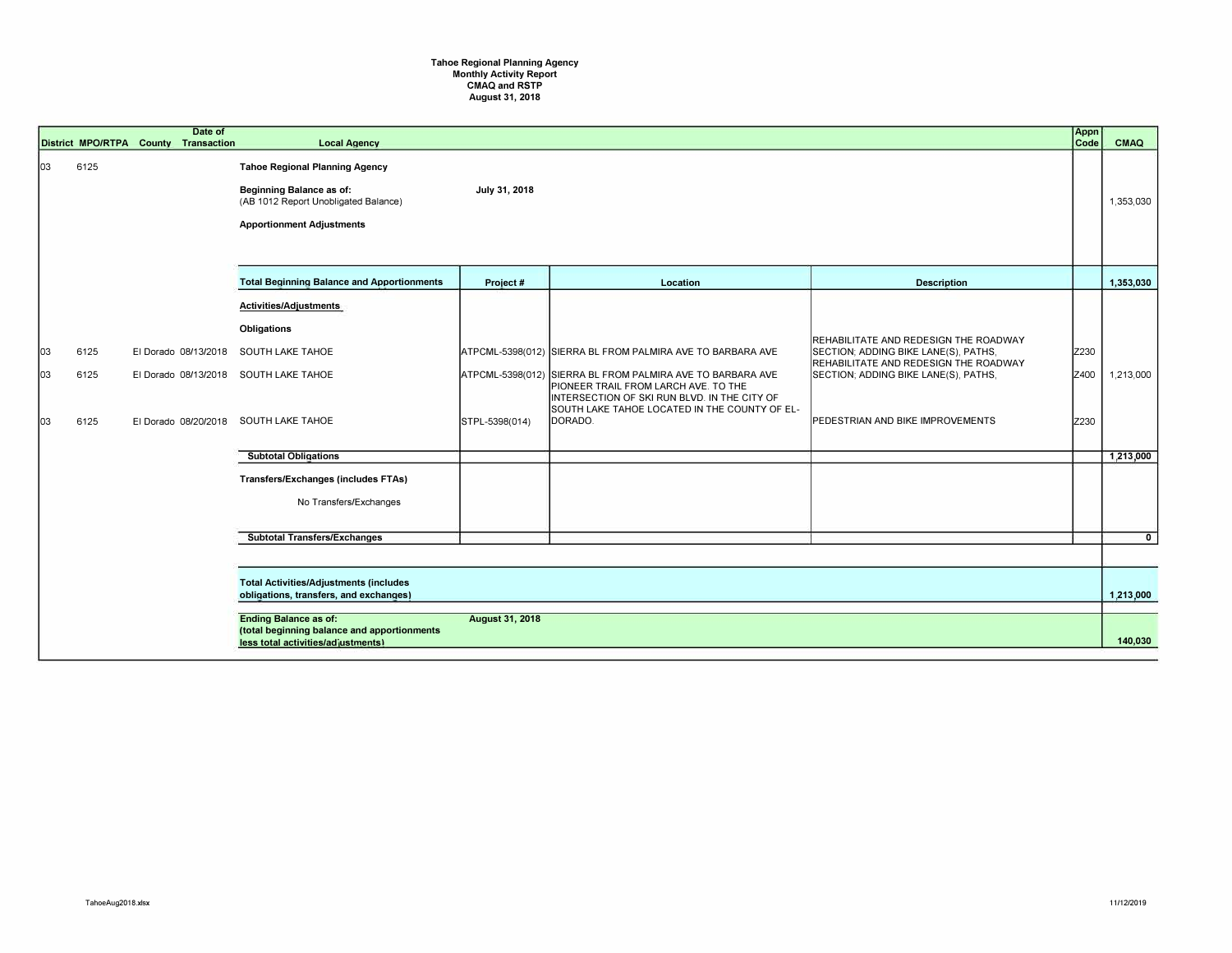**Tahoe Regional Planning Agency**
**Monthly Activity Report**
**CMAQ and RSTP**
**August 31, 2018**

| District | MPO/RTPA | County | Date of Transaction | Local Agency | Project # | Location | Description | Appn Code | CMAQ |
|---|---|---|---|---|---|---|---|---|---|
| 03 | 6125 | | | **Tahoe Regional Planning Agency** | | | | | |
| | | | | **Beginning Balance as of:** (AB 1012 Report Unobligated Balance) | **July 31, 2018** | | | | 1,353,030 |
| | | | | **Apportionment Adjustments** | | | | | |
| | | | | **Total Beginning Balance and Apportionments** | **Project #** | **Location** | **Description** | | **1,353,030** |
| | | | | **Activities/Adjustments** | | | | | |
| | | | | **Obligations** | | | | | |
| 03 | 6125 | El Dorado | 08/13/2018 | SOUTH LAKE TAHOE | ATPCML-5398(012) | SIERRA BL FROM PALMIRA AVE TO BARBARA AVE | REHABILITATE AND REDESIGN THE ROADWAY SECTION; ADDING BIKE LANE(S), PATHS, | Z230 | |
| 03 | 6125 | El Dorado | 08/13/2018 | SOUTH LAKE TAHOE | ATPCML-5398(012) | SIERRA BL FROM PALMIRA AVE TO BARBARA AVE | REHABILITATE AND REDESIGN THE ROADWAY SECTION; ADDING BIKE LANE(S), PATHS, | Z400 | 1,213,000 |
| 03 | 6125 | El Dorado | 08/20/2018 | SOUTH LAKE TAHOE | STPL-5398(014) | PIONEER TRAIL FROM LARCH AVE. TO THE INTERSECTION OF SKI RUN BLVD. IN THE CITY OF SOUTH LAKE TAHOE LOCATED IN THE COUNTY OF EL-DORADO. | PEDESTRIAN AND BIKE IMPROVEMENTS | Z230 | |
| | | | | **Subtotal Obligations** | | | | | **1,213,000** |
| | | | | **Transfers/Exchanges (includes FTAs)** | | | | | |
| | | | | No Transfers/Exchanges | | | | | |
| | | | | **Subtotal Transfers/Exchanges** | | | | | **0** |
| | | | | **Total Activities/Adjustments (includes obligations, transfers, and exchanges)** | | | | | **1,213,000** |
| | | | | **Ending Balance as of:** (total beginning balance and apportionments less total activities/adjustments) | **August 31, 2018** | | | | **140,030** |

TahoeAug2018.xlsx

11/12/2019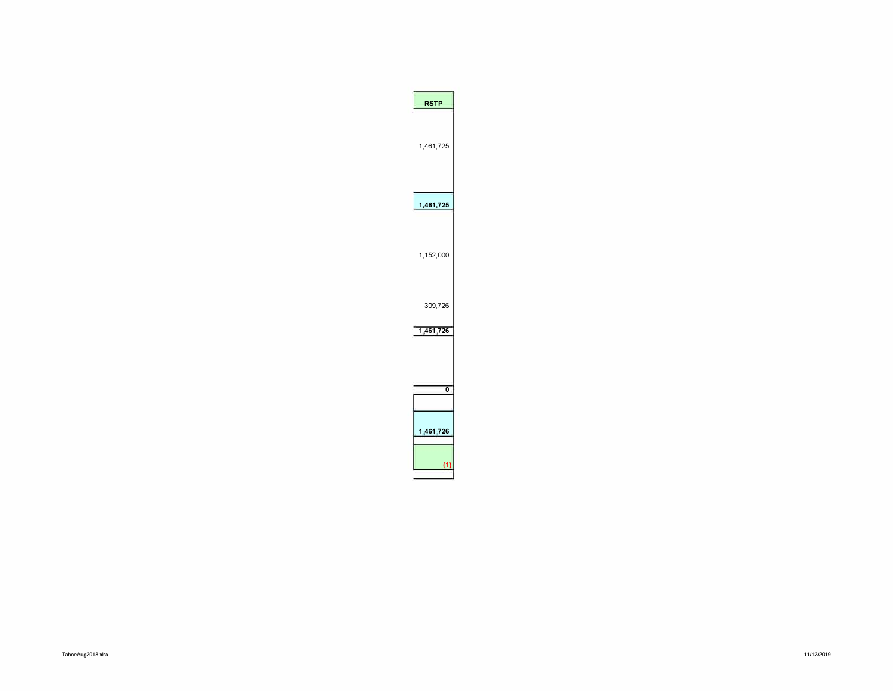| RSTP |
| --- |
| 1,461,725 |
| **1,461,725** |
| 1,152,000 |
| 309,726 |
| **1,461,726** |
| **0** |
| |
| **1,461,726** |
| **(1)** |